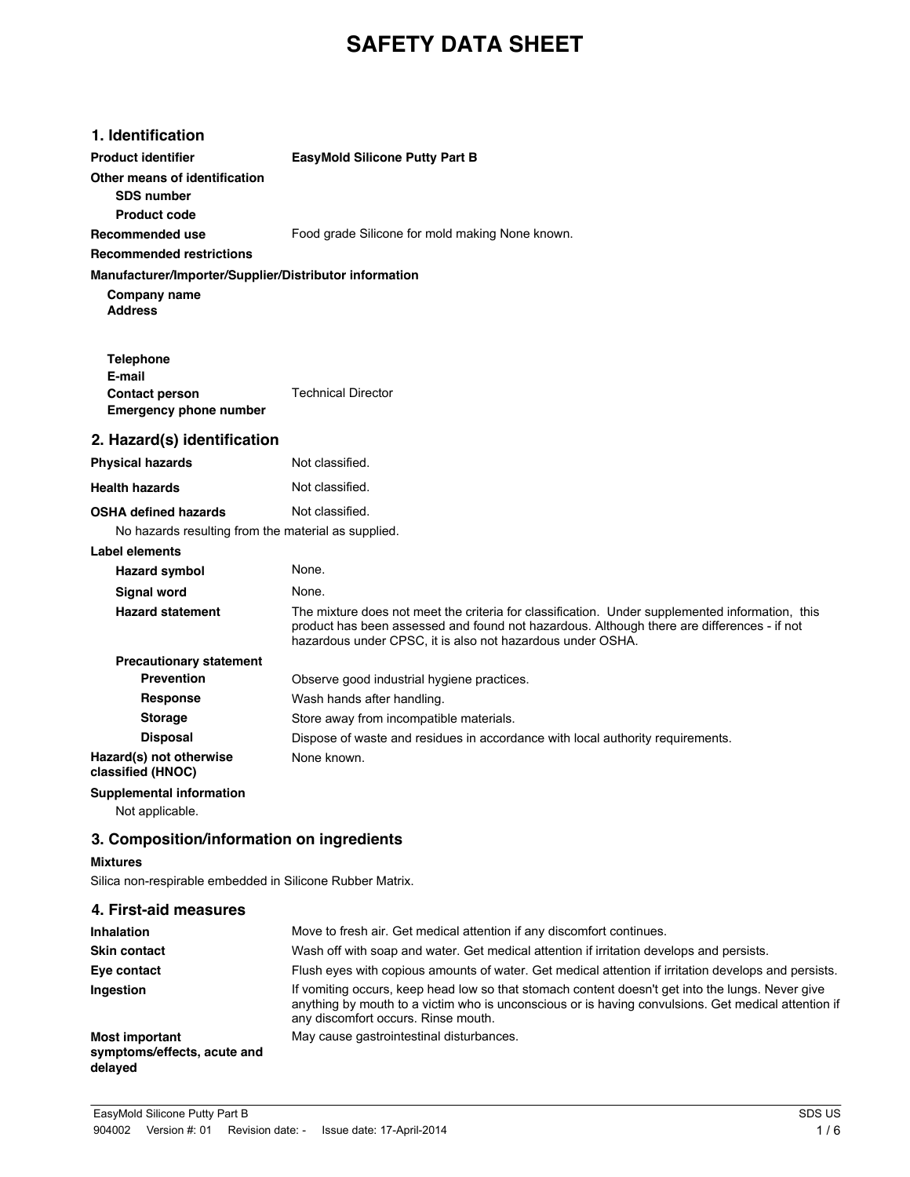# SAFETY DATA SHEET

## 1. Identification

| | |
|---|---|
| **Product identifier** | **EasyMold Silicone Putty Part B** |
| **Other means of identification** | |
| **SDS number** | |
| **Product code** | |
| **Recommended use** | Food grade Silicone for mold making None known. |
| **Recommended restrictions** | |

**Manufacturer/Importer/Supplier/Distributor information**

| | |
|---|---|
| **Company name** | |
| **Address** | |
| **Telephone** | |
| **E-mail** | |
| **Contact person** | Technical Director |
| **Emergency phone number** | |

## 2. Hazard(s) identification

| | |
|---|---|
| **Physical hazards** | Not classified. |
| **Health hazards** | Not classified. |
| **OSHA defined hazards** | Not classified. |

No hazards resulting from the material as supplied.

**Label elements**

| | |
|---|---|
| **Hazard symbol** | None. |
| **Signal word** | None. |
| **Hazard statement** | The mixture does not meet the criteria for classification. Under supplemented information, this product has been assessed and found not hazardous. Although there are differences - if not hazardous under CPSC, it is also not hazardous under OSHA. |

**Precautionary statement**

| | |
|---|---|
| **Prevention** | Observe good industrial hygiene practices. |
| **Response** | Wash hands after handling. |
| **Storage** | Store away from incompatible materials. |
| **Disposal** | Dispose of waste and residues in accordance with local authority requirements. |
| **Hazard(s) not otherwise classified (HNOC)** | None known. |

**Supplemental information**

Not applicable.

## 3. Composition/information on ingredients

**Mixtures**

Silica non-respirable embedded in Silicone Rubber Matrix.

## 4. First-aid measures

| | |
|---|---|
| **Inhalation** | Move to fresh air. Get medical attention if any discomfort continues. |
| **Skin contact** | Wash off with soap and water. Get medical attention if irritation develops and persists. |
| **Eye contact** | Flush eyes with copious amounts of water. Get medical attention if irritation develops and persists. |
| **Ingestion** | If vomiting occurs, keep head low so that stomach content doesn't get into the lungs. Never give anything by mouth to a victim who is unconscious or is having convulsions. Get medical attention if any discomfort occurs. Rinse mouth. |
| **Most important symptoms/effects, acute and delayed** | May cause gastrointestinal disturbances. |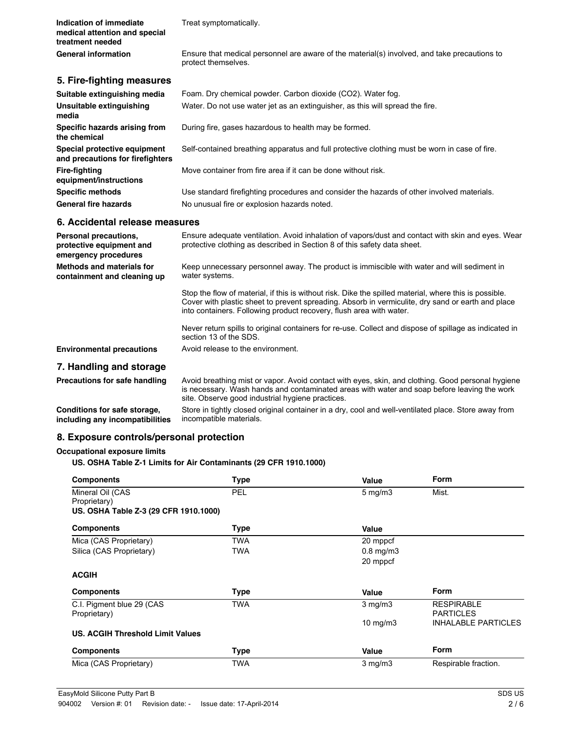| | |
|---|---|
| **Indication of immediate medical attention and special treatment needed** | Treat symptomatically. |
| **General information** | Ensure that medical personnel are aware of the material(s) involved, and take precautions to protect themselves. |

## 5. Fire-fighting measures

| | |
|---|---|
| **Suitable extinguishing media** | Foam. Dry chemical powder. Carbon dioxide ($CO_2$). Water fog. |
| **Unsuitable extinguishing media** | Water. Do not use water jet as an extinguisher, as this will spread the fire. |
| **Specific hazards arising from the chemical** | During fire, gases hazardous to health may be formed. |
| **Special protective equipment and precautions for firefighters** | Self-contained breathing apparatus and full protective clothing must be worn in case of fire. |
| **Fire-fighting equipment/instructions** | Move container from fire area if it can be done without risk. |
| **Specific methods** | Use standard firefighting procedures and consider the hazards of other involved materials. |
| **General fire hazards** | No unusual fire or explosion hazards noted. |

## 6. Accidental release measures

**Personal precautions, protective equipment and emergency procedures**
Ensure adequate ventilation. Avoid inhalation of vapors/dust and contact with skin and eyes. Wear protective clothing as described in Section 8 of this safety data sheet.

**Methods and materials for containment and cleaning up**
Keep unnecessary personnel away. The product is immiscible with water and will sediment in water systems.

Stop the flow of material, if this is without risk. Dike the spilled material, where this is possible. Cover with plastic sheet to prevent spreading. Absorb in vermiculite, dry sand or earth and place into containers. Following product recovery, flush area with water.

Never return spills to original containers for re-use. Collect and dispose of spillage as indicated in section 13 of the SDS.

**Environmental precautions**
Avoid release to the environment.

## 7. Handling and storage

**Precautions for safe handling**
Avoid breathing mist or vapor. Avoid contact with eyes, skin, and clothing. Good personal hygiene is necessary. Wash hands and contaminated areas with water and soap before leaving the work site. Observe good industrial hygiene practices.

**Conditions for safe storage, including any incompatibilities**
Store in tightly closed original container in a dry, cool and well-ventilated place. Store away from incompatible materials.

## 8. Exposure controls/personal protection

**Occupational exposure limits**

**US. OSHA Table Z-1 Limits for Air Contaminants (29 CFR 1910.1000)**

| Components | Type | Value | Form |
|---|---|---|---|
| Mineral Oil (CAS Proprietary) | PEL | 5 mg/m3 | Mist. |

**US. OSHA Table Z-3 (29 CFR 1910.1000)**

| Components | Type | Value |
|---|---|---|
| Mica (CAS Proprietary) | TWA | 20 mppcf |
| Silica (CAS Proprietary) | TWA | 0.8 mg/m3 |
| | | 20 mppcf |

**ACGIH**

| Components | Type | Value | Form |
|---|---|---|---|
| C.I. Pigment blue 29 (CAS Proprietary) | TWA | 3 mg/m3 | RESPIRABLE PARTICLES |
| | | 10 mg/m3 | INHALABLE PARTICLES |

**US. ACGIH Threshold Limit Values**

| Components | Type | Value | Form |
|---|---|---|---|
| Mica (CAS Proprietary) | TWA | 3 mg/m3 | Respirable fraction. |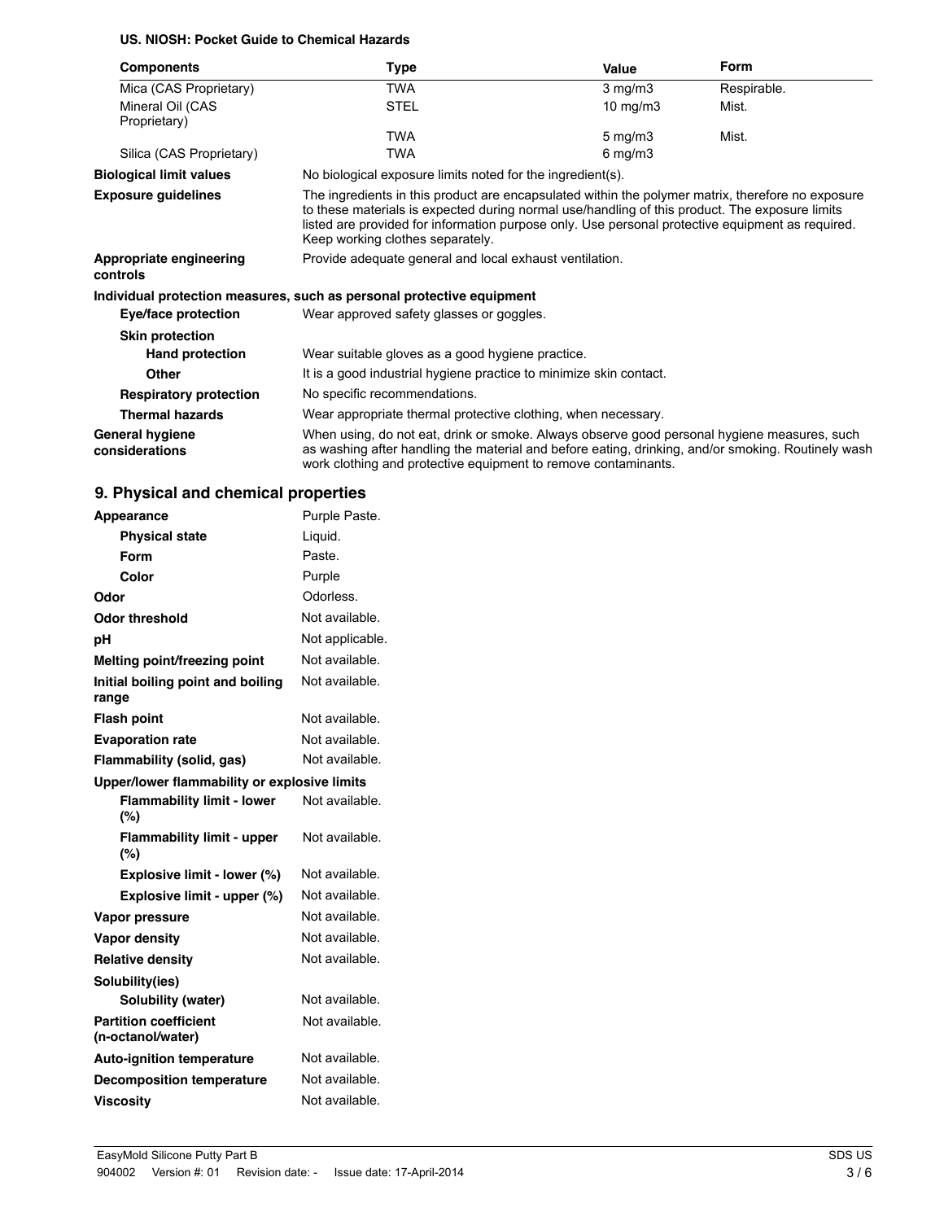**US. NIOSH: Pocket Guide to Chemical Hazards**

| Components | Type | Value | Form |
|---|---|---|---|
| Mica (CAS Proprietary) | TWA | 3 mg/m3 | Respirable. |
| Mineral Oil (CAS Proprietary) | STEL | 10 mg/m3 | Mist. |
| | TWA | 5 mg/m3 | Mist. |
| Silica (CAS Proprietary) | TWA | 6 mg/m3 | |

**Biological limit values** No biological exposure limits noted for the ingredient(s).

**Exposure guidelines** The ingredients in this product are encapsulated within the polymer matrix, therefore no exposure to these materials is expected during normal use/handling of this product. The exposure limits listed are provided for information purpose only. Use personal protective equipment as required. Keep working clothes separately.

**Appropriate engineering controls** Provide adequate general and local exhaust ventilation.

**Individual protection measures, such as personal protective equipment**

**Eye/face protection** Wear approved safety glasses or goggles.

**Skin protection**

**Hand protection** Wear suitable gloves as a good hygiene practice.

**Other** It is a good industrial hygiene practice to minimize skin contact.

**Respiratory protection** No specific recommendations.

**Thermal hazards** Wear appropriate thermal protective clothing, when necessary.

**General hygiene considerations** When using, do not eat, drink or smoke. Always observe good personal hygiene measures, such as washing after handling the material and before eating, drinking, and/or smoking. Routinely wash work clothing and protective equipment to remove contaminants.

## 9. Physical and chemical properties

| | |
|---|---|
| **Appearance** | Purple Paste. |
| **Physical state** | Liquid. |
| **Form** | Paste. |
| **Color** | Purple |
| **Odor** | Odorless. |
| **Odor threshold** | Not available. |
| **pH** | Not applicable. |
| **Melting point/freezing point** | Not available. |
| **Initial boiling point and boiling range** | Not available. |
| **Flash point** | Not available. |
| **Evaporation rate** | Not available. |
| **Flammability (solid, gas)** | Not available. |
| **Upper/lower flammability or explosive limits** | |
| **Flammability limit - lower (%)** | Not available. |
| **Flammability limit - upper (%)** | Not available. |
| **Explosive limit - lower (%)** | Not available. |
| **Explosive limit - upper (%)** | Not available. |
| **Vapor pressure** | Not available. |
| **Vapor density** | Not available. |
| **Relative density** | Not available. |
| **Solubility(ies)** | |
| **Solubility (water)** | Not available. |
| **Partition coefficient (n-octanol/water)** | Not available. |
| **Auto-ignition temperature** | Not available. |
| **Decomposition temperature** | Not available. |
| **Viscosity** | Not available. |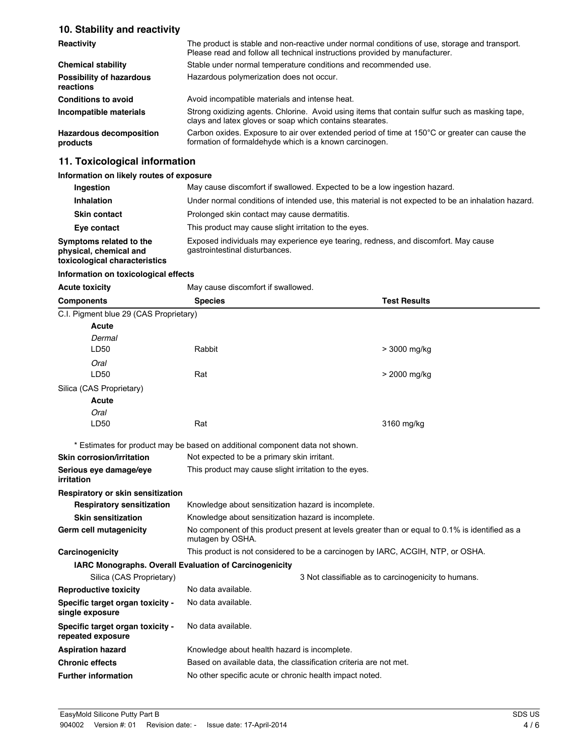## 10. Stability and reactivity

| | |
|---|---|
| **Reactivity** | The product is stable and non-reactive under normal conditions of use, storage and transport. Please read and follow all technical instructions provided by manufacturer. |
| **Chemical stability** | Stable under normal temperature conditions and recommended use. |
| **Possibility of hazardous reactions** | Hazardous polymerization does not occur. |
| **Conditions to avoid** | Avoid incompatible materials and intense heat. |
| **Incompatible materials** | Strong oxidizing agents. Chlorine. Avoid using items that contain sulfur such as masking tape, clays and latex gloves or soap which contains stearates. |
| **Hazardous decomposition products** | Carbon oxides. Exposure to air over extended period of time at 150°C or greater can cause the formation of formaldehyde which is a known carcinogen. |

## 11. Toxicological information

**Information on likely routes of exposure**

| | |
|---|---|
| **Ingestion** | May cause discomfort if swallowed. Expected to be a low ingestion hazard. |
| **Inhalation** | Under normal conditions of intended use, this material is not expected to be an inhalation hazard. |
| **Skin contact** | Prolonged skin contact may cause dermatitis. |
| **Eye contact** | This product may cause slight irritation to the eyes. |
| **Symptoms related to the physical, chemical and toxicological characteristics** | Exposed individuals may experience eye tearing, redness, and discomfort. May cause gastrointestinal disturbances. |

**Information on toxicological effects**

**Acute toxicity** May cause discomfort if swallowed.

| Components | Species | Test Results |
|---|---|---|
| C.I. Pigment blue 29 (CAS Proprietary) | | |
| **Acute** | | |
| *Dermal* | | |
| LD50 | Rabbit | > 3000 mg/kg |
| *Oral* | | |
| LD50 | Rat | > 2000 mg/kg |
| Silica (CAS Proprietary) | | |
| **Acute** | | |
| *Oral* | | |
| LD50 | Rat | 3160 mg/kg |

\* Estimates for product may be based on additional component data not shown.

| | |
|---|---|
| **Skin corrosion/irritation** | Not expected to be a primary skin irritant. |
| **Serious eye damage/eye irritation** | This product may cause slight irritation to the eyes. |
| **Respiratory or skin sensitization** | |
| **Respiratory sensitization** | Knowledge about sensitization hazard is incomplete. |
| **Skin sensitization** | Knowledge about sensitization hazard is incomplete. |
| **Germ cell mutagenicity** | No component of this product present at levels greater than or equal to 0.1% is identified as a mutagen by OSHA. |
| **Carcinogenicity** | This product is not considered to be a carcinogen by IARC, ACGIH, NTP, or OSHA. |

**IARC Monographs. Overall Evaluation of Carcinogenicity**

| | |
|---|---|
| Silica (CAS Proprietary) | 3 Not classifiable as to carcinogenicity to humans. |

| | |
|---|---|
| **Reproductive toxicity** | No data available. |
| **Specific target organ toxicity - single exposure** | No data available. |
| **Specific target organ toxicity - repeated exposure** | No data available. |
| **Aspiration hazard** | Knowledge about health hazard is incomplete. |
| **Chronic effects** | Based on available data, the classification criteria are not met. |
| **Further information** | No other specific acute or chronic health impact noted. |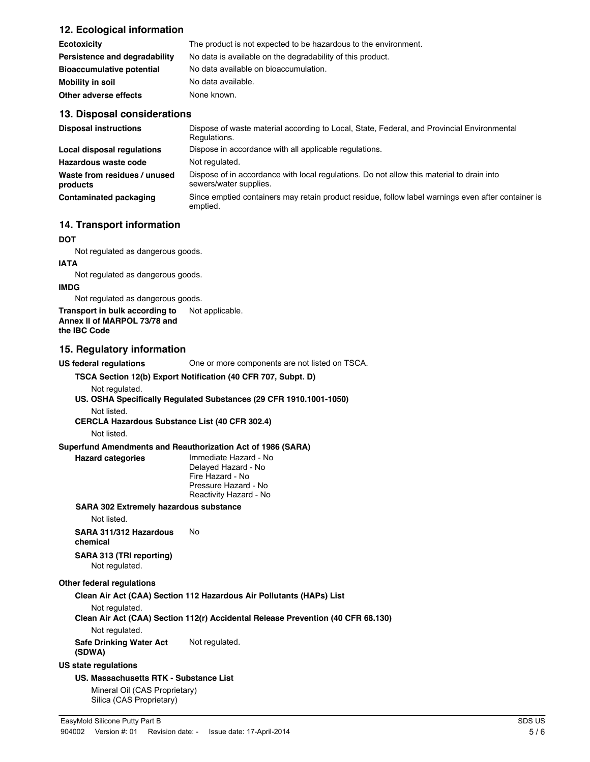## 12. Ecological information

| | |
|---|---|
| **Ecotoxicity** | The product is not expected to be hazardous to the environment. |
| **Persistence and degradability** | No data is available on the degradability of this product. |
| **Bioaccumulative potential** | No data available on bioaccumulation. |
| **Mobility in soil** | No data available. |
| **Other adverse effects** | None known. |

## 13. Disposal considerations

| | |
|---|---|
| **Disposal instructions** | Dispose of waste material according to Local, State, Federal, and Provincial Environmental Regulations. |
| **Local disposal regulations** | Dispose in accordance with all applicable regulations. |
| **Hazardous waste code** | Not regulated. |
| **Waste from residues / unused products** | Dispose of in accordance with local regulations. Do not allow this material to drain into sewers/water supplies. |
| **Contaminated packaging** | Since emptied containers may retain product residue, follow label warnings even after container is emptied. |

## 14. Transport information

**DOT**

Not regulated as dangerous goods.

**IATA**

Not regulated as dangerous goods.

**IMDG**

Not regulated as dangerous goods.

**Transport in bulk according to Annex II of MARPOL 73/78 and the IBC Code** Not applicable.

## 15. Regulatory information

**US federal regulations** One or more components are not listed on TSCA.

**TSCA Section 12(b) Export Notification (40 CFR 707, Subpt. D)**

Not regulated.

**US. OSHA Specifically Regulated Substances (29 CFR 1910.1001-1050)**

Not listed.

**CERCLA Hazardous Substance List (40 CFR 302.4)**

Not listed.

**Superfund Amendments and Reauthorization Act of 1986 (SARA)**

**Hazard categories**

Immediate Hazard - No
Delayed Hazard - No
Fire Hazard - No
Pressure Hazard - No
Reactivity Hazard - No

**SARA 302 Extremely hazardous substance**

Not listed.

**SARA 311/312 Hazardous chemical** No

**SARA 313 (TRI reporting)**

Not regulated.

**Other federal regulations**

**Clean Air Act (CAA) Section 112 Hazardous Air Pollutants (HAPs) List**

Not regulated.

**Clean Air Act (CAA) Section 112(r) Accidental Release Prevention (40 CFR 68.130)**

Not regulated.

**Safe Drinking Water Act (SDWA)** Not regulated.

**US state regulations**

**US. Massachusetts RTK - Substance List**

Mineral Oil (CAS Proprietary)
Silica (CAS Proprietary)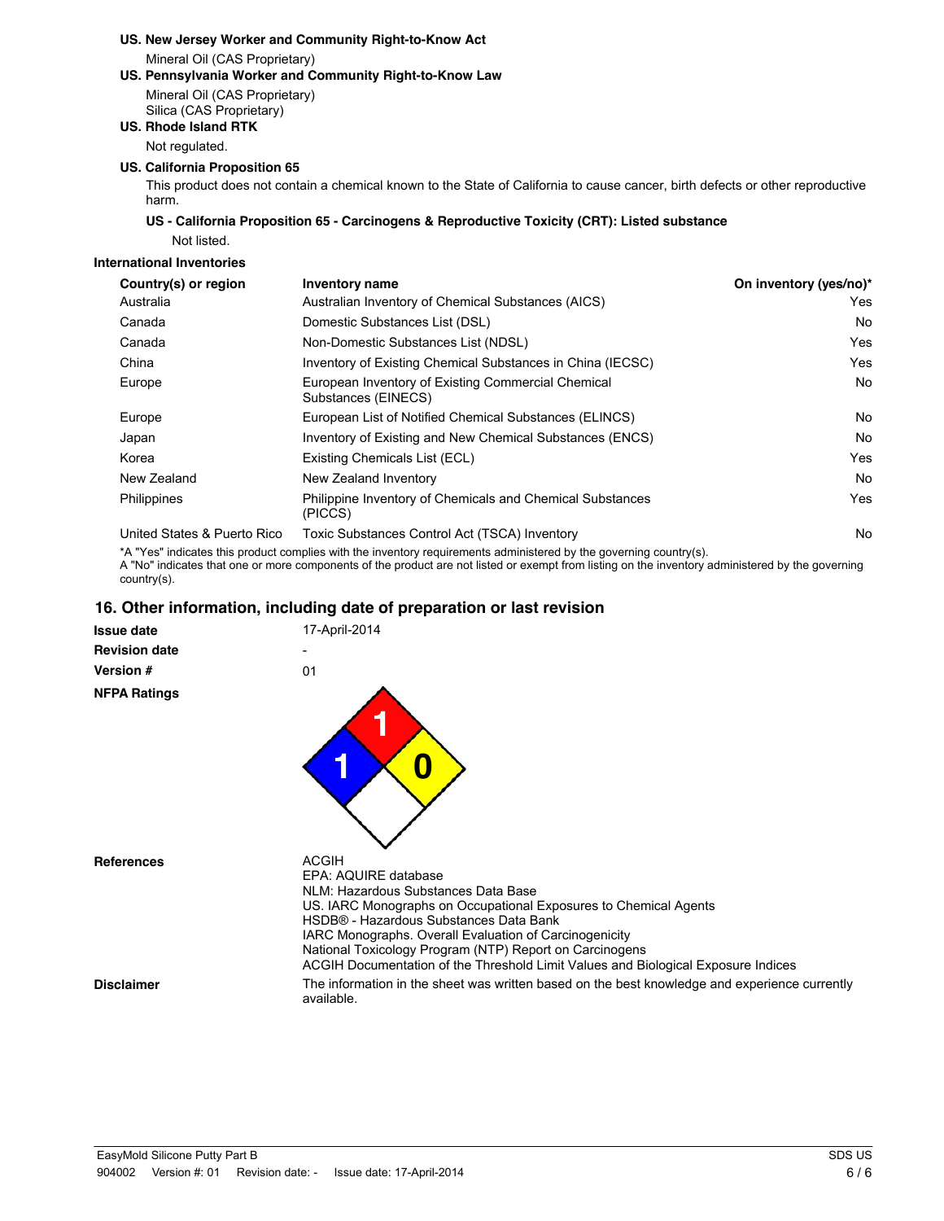**US. New Jersey Worker and Community Right-to-Know Act**

Mineral Oil (CAS Proprietary)

**US. Pennsylvania Worker and Community Right-to-Know Law**

Mineral Oil (CAS Proprietary)
Silica (CAS Proprietary)

**US. Rhode Island RTK**

Not regulated.

**US. California Proposition 65**

This product does not contain a chemical known to the State of California to cause cancer, birth defects or other reproductive harm.

**US - California Proposition 65 - Carcinogens & Reproductive Toxicity (CRT): Listed substance**

Not listed.

**International Inventories**

| Country(s) or region | Inventory name | On inventory (yes/no)* |
|---|---|---|
| Australia | Australian Inventory of Chemical Substances (AICS) | Yes |
| Canada | Domestic Substances List (DSL) | No |
| Canada | Non-Domestic Substances List (NDSL) | Yes |
| China | Inventory of Existing Chemical Substances in China (IECSC) | Yes |
| Europe | European Inventory of Existing Commercial Chemical Substances (EINECS) | No |
| Europe | European List of Notified Chemical Substances (ELINCS) | No |
| Japan | Inventory of Existing and New Chemical Substances (ENCS) | No |
| Korea | Existing Chemicals List (ECL) | Yes |
| New Zealand | New Zealand Inventory | No |
| Philippines | Philippine Inventory of Chemicals and Chemical Substances (PICCS) | Yes |
| United States & Puerto Rico | Toxic Substances Control Act (TSCA) Inventory | No |

*A "Yes" indicates this product complies with the inventory requirements administered by the governing country(s).
A "No" indicates that one or more components of the product are not listed or exempt from listing on the inventory administered by the governing country(s).

## 16. Other information, including date of preparation or last revision

**Issue date** 17-April-2014

**Revision date** -

**Version #** 01

**NFPA Ratings**

1
1
0

**References**

ACGIH
EPA: AQUIRE database
NLM: Hazardous Substances Data Base
US. IARC Monographs on Occupational Exposures to Chemical Agents
HSDB® - Hazardous Substances Data Bank
IARC Monographs. Overall Evaluation of Carcinogenicity
National Toxicology Program (NTP) Report on Carcinogens
ACGIH Documentation of the Threshold Limit Values and Biological Exposure Indices

**Disclaimer**

The information in the sheet was written based on the best knowledge and experience currently available.